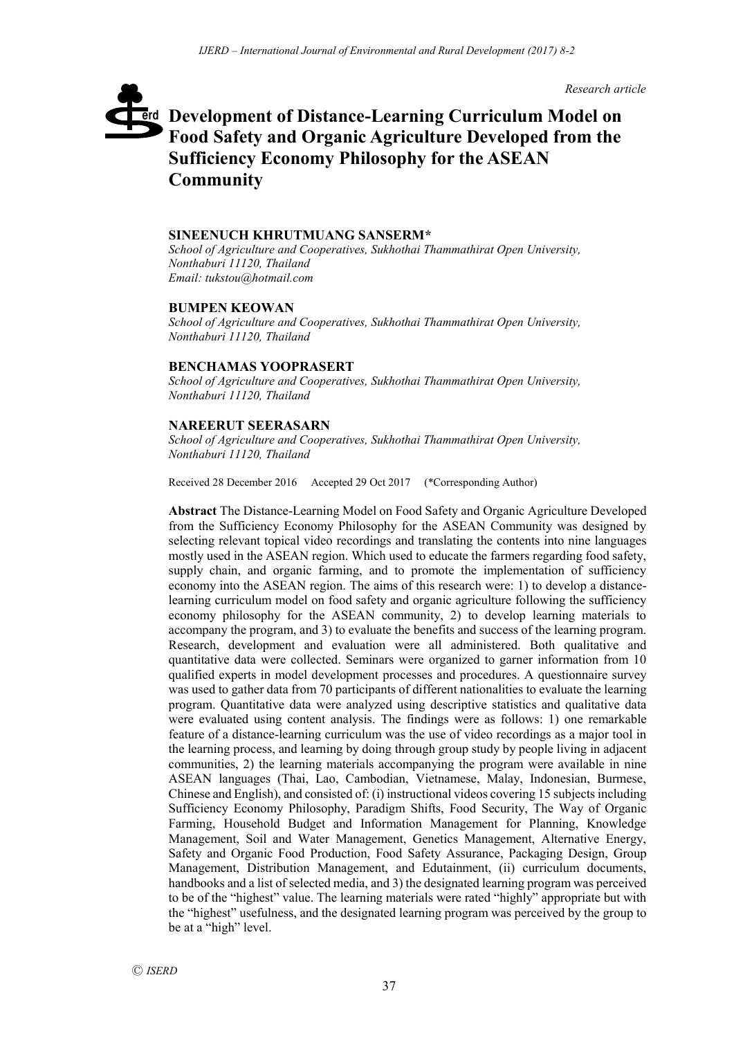*Research article*

# Development of Distance-Learning Curriculum Model on Food Safety and Organic Agriculture Developed from the Sufficiency Economy Philosophy for the ASEAN Community

**SINEENUCH KHRUTMUANG SANSERM***
*School of Agriculture and Cooperatives, Sukhothai Thammathirat Open University, Nonthaburi 11120, Thailand*
*Email: tukstou@hotmail.com*

**BUMPEN KEOWAN**
*School of Agriculture and Cooperatives, Sukhothai Thammathirat Open University, Nonthaburi 11120, Thailand*

**BENCHAMAS YOOPRASERT**
*School of Agriculture and Cooperatives, Sukhothai Thammathirat Open University, Nonthaburi 11120, Thailand*

**NAREERUT SEERASARN**
*School of Agriculture and Cooperatives, Sukhothai Thammathirat Open University, Nonthaburi 11120, Thailand*

Received 28 December 2016 Accepted 29 Oct 2017 (*Corresponding Author)

**Abstract** The Distance-Learning Model on Food Safety and Organic Agriculture Developed from the Sufficiency Economy Philosophy for the ASEAN Community was designed by selecting relevant topical video recordings and translating the contents into nine languages mostly used in the ASEAN region. Which used to educate the farmers regarding food safety, supply chain, and organic farming, and to promote the implementation of sufficiency economy into the ASEAN region. The aims of this research were: 1) to develop a distance-learning curriculum model on food safety and organic agriculture following the sufficiency economy philosophy for the ASEAN community, 2) to develop learning materials to accompany the program, and 3) to evaluate the benefits and success of the learning program. Research, development and evaluation were all administered. Both qualitative and quantitative data were collected. Seminars were organized to garner information from 10 qualified experts in model development processes and procedures. A questionnaire survey was used to gather data from 70 participants of different nationalities to evaluate the learning program. Quantitative data were analyzed using descriptive statistics and qualitative data were evaluated using content analysis. The findings were as follows: 1) one remarkable feature of a distance-learning curriculum was the use of video recordings as a major tool in the learning process, and learning by doing through group study by people living in adjacent communities, 2) the learning materials accompanying the program were available in nine ASEAN languages (Thai, Lao, Cambodian, Vietnamese, Malay, Indonesian, Burmese, Chinese and English), and consisted of: (i) instructional videos covering 15 subjects including Sufficiency Economy Philosophy, Paradigm Shifts, Food Security, The Way of Organic Farming, Household Budget and Information Management for Planning, Knowledge Management, Soil and Water Management, Genetics Management, Alternative Energy, Safety and Organic Food Production, Food Safety Assurance, Packaging Design, Group Management, Distribution Management, and Edutainment, (ii) curriculum documents, handbooks and a list of selected media, and 3) the designated learning program was perceived to be of the "highest" value. The learning materials were rated "highly" appropriate but with the "highest" usefulness, and the designated learning program was perceived by the group to be at a "high" level.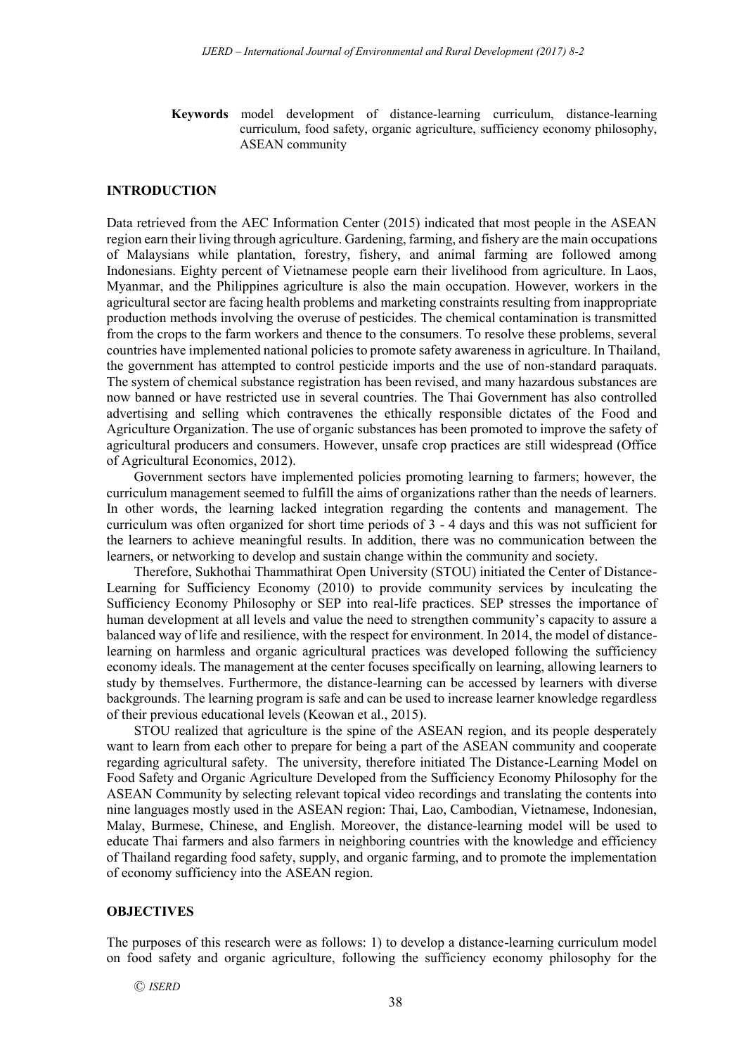**Keywords** model development of distance-learning curriculum, distance-learning curriculum, food safety, organic agriculture, sufficiency economy philosophy, ASEAN community

## INTRODUCTION

Data retrieved from the AEC Information Center (2015) indicated that most people in the ASEAN region earn their living through agriculture. Gardening, farming, and fishery are the main occupations of Malaysians while plantation, forestry, fishery, and animal farming are followed among Indonesians. Eighty percent of Vietnamese people earn their livelihood from agriculture. In Laos, Myanmar, and the Philippines agriculture is also the main occupation. However, workers in the agricultural sector are facing health problems and marketing constraints resulting from inappropriate production methods involving the overuse of pesticides. The chemical contamination is transmitted from the crops to the farm workers and thence to the consumers. To resolve these problems, several countries have implemented national policies to promote safety awareness in agriculture. In Thailand, the government has attempted to control pesticide imports and the use of non-standard paraquats. The system of chemical substance registration has been revised, and many hazardous substances are now banned or have restricted use in several countries. The Thai Government has also controlled advertising and selling which contravenes the ethically responsible dictates of the Food and Agriculture Organization. The use of organic substances has been promoted to improve the safety of agricultural producers and consumers. However, unsafe crop practices are still widespread (Office of Agricultural Economics, 2012).

Government sectors have implemented policies promoting learning to farmers; however, the curriculum management seemed to fulfill the aims of organizations rather than the needs of learners. In other words, the learning lacked integration regarding the contents and management. The curriculum was often organized for short time periods of 3 - 4 days and this was not sufficient for the learners to achieve meaningful results. In addition, there was no communication between the learners, or networking to develop and sustain change within the community and society.

Therefore, Sukhothai Thammathirat Open University (STOU) initiated the Center of Distance-Learning for Sufficiency Economy (2010) to provide community services by inculcating the Sufficiency Economy Philosophy or SEP into real-life practices. SEP stresses the importance of human development at all levels and value the need to strengthen community's capacity to assure a balanced way of life and resilience, with the respect for environment. In 2014, the model of distance-learning on harmless and organic agricultural practices was developed following the sufficiency economy ideals. The management at the center focuses specifically on learning, allowing learners to study by themselves. Furthermore, the distance-learning can be accessed by learners with diverse backgrounds. The learning program is safe and can be used to increase learner knowledge regardless of their previous educational levels (Keowan et al., 2015).

STOU realized that agriculture is the spine of the ASEAN region, and its people desperately want to learn from each other to prepare for being a part of the ASEAN community and cooperate regarding agricultural safety. The university, therefore initiated The Distance-Learning Model on Food Safety and Organic Agriculture Developed from the Sufficiency Economy Philosophy for the ASEAN Community by selecting relevant topical video recordings and translating the contents into nine languages mostly used in the ASEAN region: Thai, Lao, Cambodian, Vietnamese, Indonesian, Malay, Burmese, Chinese, and English. Moreover, the distance-learning model will be used to educate Thai farmers and also farmers in neighboring countries with the knowledge and efficiency of Thailand regarding food safety, supply, and organic farming, and to promote the implementation of economy sufficiency into the ASEAN region.

## OBJECTIVES

The purposes of this research were as follows: 1) to develop a distance-learning curriculum model on food safety and organic agriculture, following the sufficiency economy philosophy for the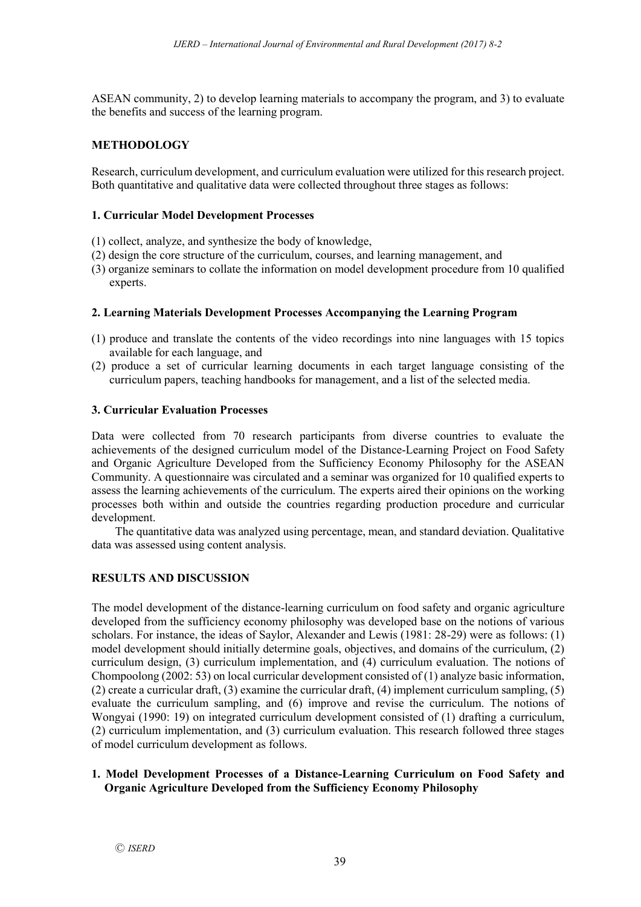ASEAN community, 2) to develop learning materials to accompany the program, and 3) to evaluate the benefits and success of the learning program.

## METHODOLOGY

Research, curriculum development, and curriculum evaluation were utilized for this research project. Both quantitative and qualitative data were collected throughout three stages as follows:

### 1. Curricular Model Development Processes

(1) collect, analyze, and synthesize the body of knowledge,
(2) design the core structure of the curriculum, courses, and learning management, and
(3) organize seminars to collate the information on model development procedure from 10 qualified experts.

### 2. Learning Materials Development Processes Accompanying the Learning Program

(1) produce and translate the contents of the video recordings into nine languages with 15 topics available for each language, and
(2) produce a set of curricular learning documents in each target language consisting of the curriculum papers, teaching handbooks for management, and a list of the selected media.

### 3. Curricular Evaluation Processes

Data were collected from 70 research participants from diverse countries to evaluate the achievements of the designed curriculum model of the Distance-Learning Project on Food Safety and Organic Agriculture Developed from the Sufficiency Economy Philosophy for the ASEAN Community. A questionnaire was circulated and a seminar was organized for 10 qualified experts to assess the learning achievements of the curriculum. The experts aired their opinions on the working processes both within and outside the countries regarding production procedure and curricular development.

The quantitative data was analyzed using percentage, mean, and standard deviation. Qualitative data was assessed using content analysis.

## RESULTS AND DISCUSSION

The model development of the distance-learning curriculum on food safety and organic agriculture developed from the sufficiency economy philosophy was developed base on the notions of various scholars. For instance, the ideas of Saylor, Alexander and Lewis (1981: 28-29) were as follows: (1) model development should initially determine goals, objectives, and domains of the curriculum, (2) curriculum design, (3) curriculum implementation, and (4) curriculum evaluation. The notions of Chompoolong (2002: 53) on local curricular development consisted of (1) analyze basic information, (2) create a curricular draft, (3) examine the curricular draft, (4) implement curriculum sampling, (5) evaluate the curriculum sampling, and (6) improve and revise the curriculum. The notions of Wongyai (1990: 19) on integrated curriculum development consisted of (1) drafting a curriculum, (2) curriculum implementation, and (3) curriculum evaluation. This research followed three stages of model curriculum development as follows.

### 1. Model Development Processes of a Distance-Learning Curriculum on Food Safety and Organic Agriculture Developed from the Sufficiency Economy Philosophy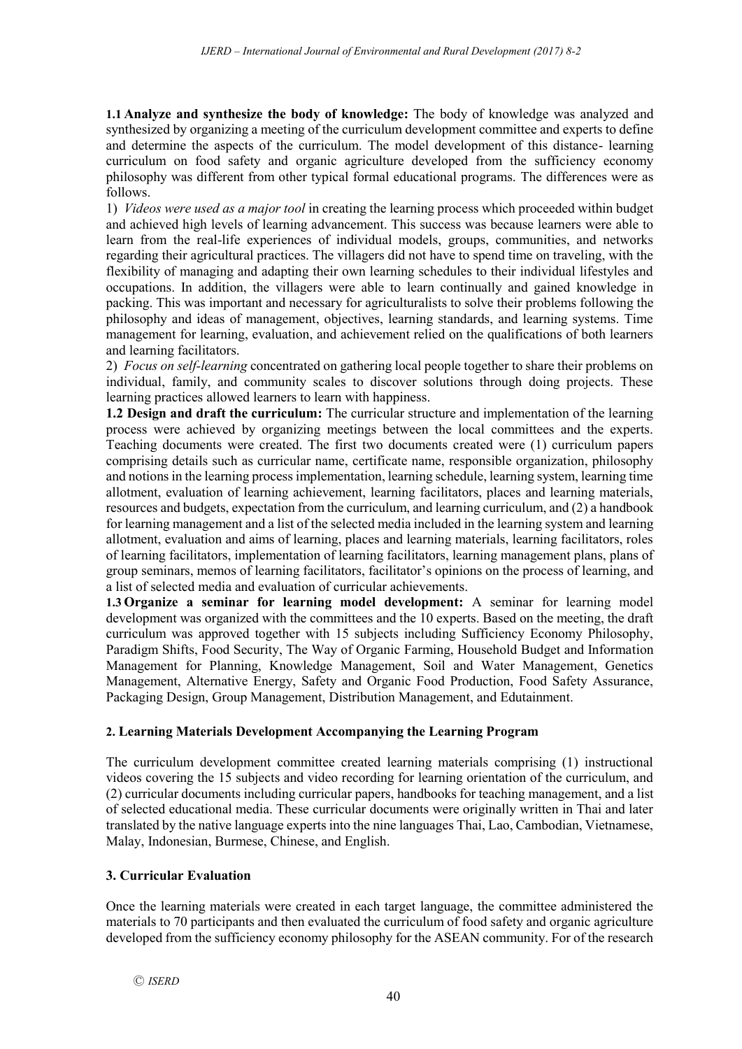**1.1 Analyze and synthesize the body of knowledge:** The body of knowledge was analyzed and synthesized by organizing a meeting of the curriculum development committee and experts to define and determine the aspects of the curriculum. The model development of this distance- learning curriculum on food safety and organic agriculture developed from the sufficiency economy philosophy was different from other typical formal educational programs. The differences were as follows.

1) *Videos were used as a major tool* in creating the learning process which proceeded within budget and achieved high levels of learning advancement. This success was because learners were able to learn from the real-life experiences of individual models, groups, communities, and networks regarding their agricultural practices. The villagers did not have to spend time on traveling, with the flexibility of managing and adapting their own learning schedules to their individual lifestyles and occupations. In addition, the villagers were able to learn continually and gained knowledge in packing. This was important and necessary for agriculturalists to solve their problems following the philosophy and ideas of management, objectives, learning standards, and learning systems. Time management for learning, evaluation, and achievement relied on the qualifications of both learners and learning facilitators.

2) *Focus on self-learning* concentrated on gathering local people together to share their problems on individual, family, and community scales to discover solutions through doing projects. These learning practices allowed learners to learn with happiness.

**1.2 Design and draft the curriculum:** The curricular structure and implementation of the learning process were achieved by organizing meetings between the local committees and the experts. Teaching documents were created. The first two documents created were (1) curriculum papers comprising details such as curricular name, certificate name, responsible organization, philosophy and notions in the learning process implementation, learning schedule, learning system, learning time allotment, evaluation of learning achievement, learning facilitators, places and learning materials, resources and budgets, expectation from the curriculum, and learning curriculum, and (2) a handbook for learning management and a list of the selected media included in the learning system and learning allotment, evaluation and aims of learning, places and learning materials, learning facilitators, roles of learning facilitators, implementation of learning facilitators, learning management plans, plans of group seminars, memos of learning facilitators, facilitator's opinions on the process of learning, and a list of selected media and evaluation of curricular achievements.

**1.3 Organize a seminar for learning model development:** A seminar for learning model development was organized with the committees and the 10 experts. Based on the meeting, the draft curriculum was approved together with 15 subjects including Sufficiency Economy Philosophy, Paradigm Shifts, Food Security, The Way of Organic Farming, Household Budget and Information Management for Planning, Knowledge Management, Soil and Water Management, Genetics Management, Alternative Energy, Safety and Organic Food Production, Food Safety Assurance, Packaging Design, Group Management, Distribution Management, and Edutainment.

### 2. Learning Materials Development Accompanying the Learning Program

The curriculum development committee created learning materials comprising (1) instructional videos covering the 15 subjects and video recording for learning orientation of the curriculum, and (2) curricular documents including curricular papers, handbooks for teaching management, and a list of selected educational media. These curricular documents were originally written in Thai and later translated by the native language experts into the nine languages Thai, Lao, Cambodian, Vietnamese, Malay, Indonesian, Burmese, Chinese, and English.

### 3. Curricular Evaluation

Once the learning materials were created in each target language, the committee administered the materials to 70 participants and then evaluated the curriculum of food safety and organic agriculture developed from the sufficiency economy philosophy for the ASEAN community. For of the research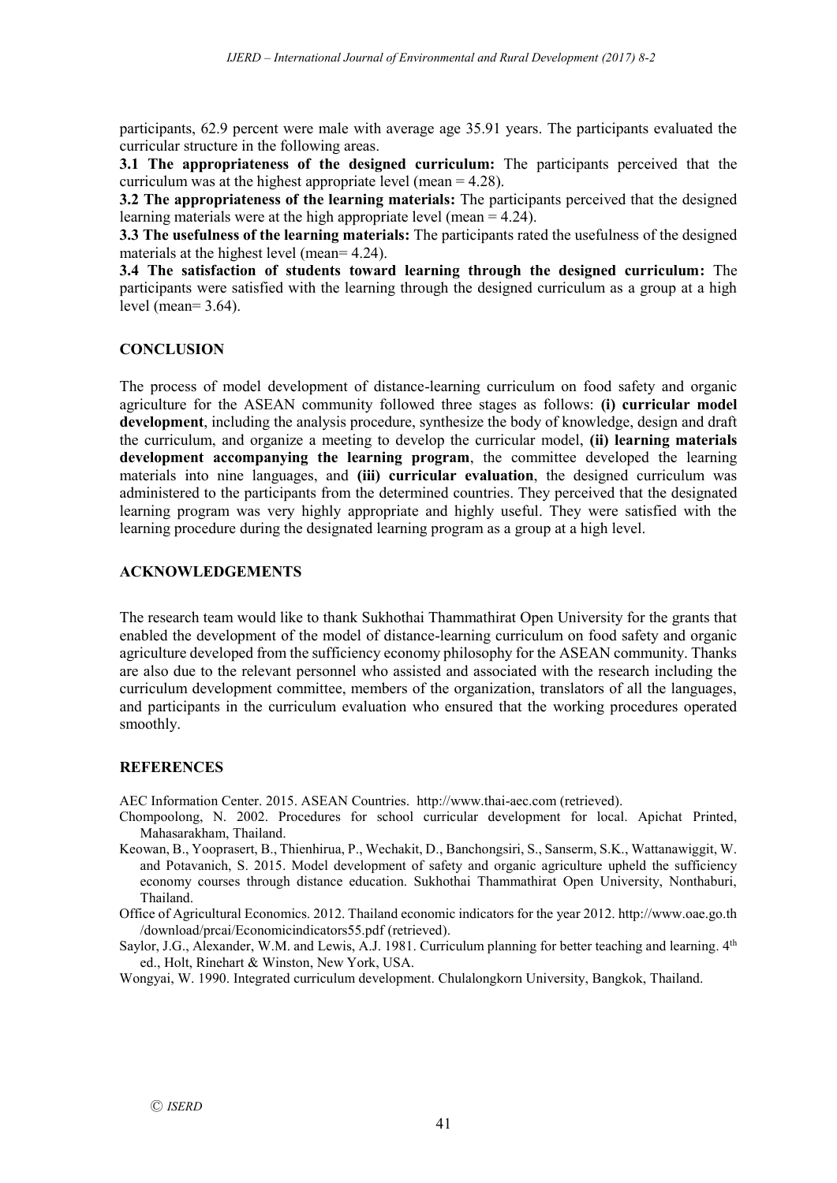participants, 62.9 percent were male with average age 35.91 years. The participants evaluated the curricular structure in the following areas.

**3.1 The appropriateness of the designed curriculum:** The participants perceived that the curriculum was at the highest appropriate level (mean = 4.28).

**3.2 The appropriateness of the learning materials:** The participants perceived that the designed learning materials were at the high appropriate level (mean = 4.24).

**3.3 The usefulness of the learning materials:** The participants rated the usefulness of the designed materials at the highest level (mean= 4.24).

**3.4 The satisfaction of students toward learning through the designed curriculum:** The participants were satisfied with the learning through the designed curriculum as a group at a high level (mean= 3.64).

## CONCLUSION

The process of model development of distance-learning curriculum on food safety and organic agriculture for the ASEAN community followed three stages as follows: **(i) curricular model development**, including the analysis procedure, synthesize the body of knowledge, design and draft the curriculum, and organize a meeting to develop the curricular model, **(ii) learning materials development accompanying the learning program**, the committee developed the learning materials into nine languages, and **(iii) curricular evaluation**, the designed curriculum was administered to the participants from the determined countries. They perceived that the designated learning program was very highly appropriate and highly useful. They were satisfied with the learning procedure during the designated learning program as a group at a high level.

## ACKNOWLEDGEMENTS

The research team would like to thank Sukhothai Thammathirat Open University for the grants that enabled the development of the model of distance-learning curriculum on food safety and organic agriculture developed from the sufficiency economy philosophy for the ASEAN community. Thanks are also due to the relevant personnel who assisted and associated with the research including the curriculum development committee, members of the organization, translators of all the languages, and participants in the curriculum evaluation who ensured that the working procedures operated smoothly.

## REFERENCES

AEC Information Center. 2015. ASEAN Countries. http://www.thai-aec.com (retrieved).

Chompoolong, N. 2002. Procedures for school curricular development for local. Apichat Printed, Mahasarakham, Thailand.

Keowan, B., Yooprasert, B., Thienhirua, P., Wechakit, D., Banchongsiri, S., Sanserm, S.K., Wattanawiggit, W. and Potavanich, S. 2015. Model development of safety and organic agriculture upheld the sufficiency economy courses through distance education. Sukhothai Thammathirat Open University, Nonthaburi, Thailand.

Office of Agricultural Economics. 2012. Thailand economic indicators for the year 2012. http://www.oae.go.th /download/prcai/Economicindicators55.pdf (retrieved).

Saylor, J.G., Alexander, W.M. and Lewis, A.J. 1981. Curriculum planning for better teaching and learning. 4th ed., Holt, Rinehart & Winston, New York, USA.

Wongyai, W. 1990. Integrated curriculum development. Chulalongkorn University, Bangkok, Thailand.